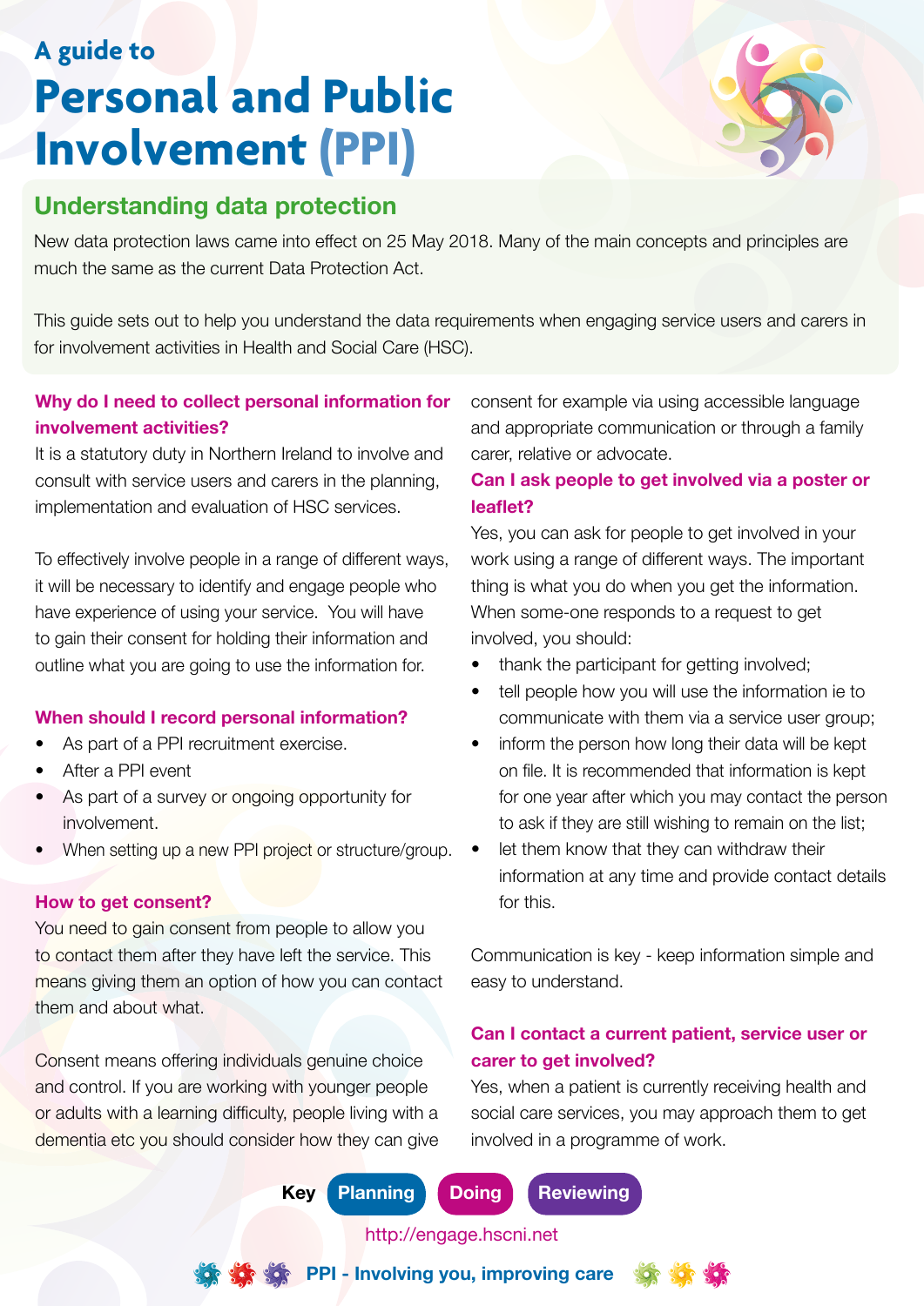A guide to

# Personal and Public Involvement (PPI)

## Understanding data protection

New data protection laws came into effect on 25 May 2018. Many of the main concepts and principles are much the same as the current Data Protection Act.

This guide sets out to help you understand the data requirements when engaging service users and carers in for involvement activities in Health and Social Care (HSC).

### Why do I need to collect personal information for involvement activities?

It is a statutory duty in Northern Ireland to involve and consult with service users and carers in the planning, implementation and evaluation of HSC services.

To effectively involve people in a range of different ways, it will be necessary to identify and engage people who have experience of using your service. You will have to gain their consent for holding their information and outline what you are going to use the information for.

### When should I record personal information?

- As part of a PPI recruitment exercise.
- After a PPI event
- As part of a survey or ongoing opportunity for involvement.
- When setting up a new PPI project or structure/group.

### How to get consent?

You need to gain consent from people to allow you to contact them after they have left the service. This means giving them an option of how you can contact them and about what.

Consent means offering individuals genuine choice and control. If you are working with younger people or adults with a learning difficulty, people living with a dementia etc you should consider how they can give consent for example via using accessible language and appropriate communication or through a family carer, relative or advocate.

### Can I ask people to get involved via a poster or leaflet?

Yes, you can ask for people to get involved in your work using a range of different ways. The important thing is what you do when you get the information. When some-one responds to a request to get involved, you should:

- thank the participant for getting involved;
- tell people how you will use the information ie to communicate with them via a service user group;
- inform the person how long their data will be kept on file. It is recommended that information is kept for one year after which you may contact the person to ask if they are still wishing to remain on the list;
- let them know that they can withdraw their information at any time and provide contact details for this.

Communication is key - keep information simple and easy to understand.

### Can I contact a current patient, service user or carer to get involved?

Yes, when a patient is currently receiving health and social care services, you may approach them to get involved in a programme of work.

**Key** Planning | Doing | Reviewing

http://engage.hscni.net

PPI - Involving you, improving care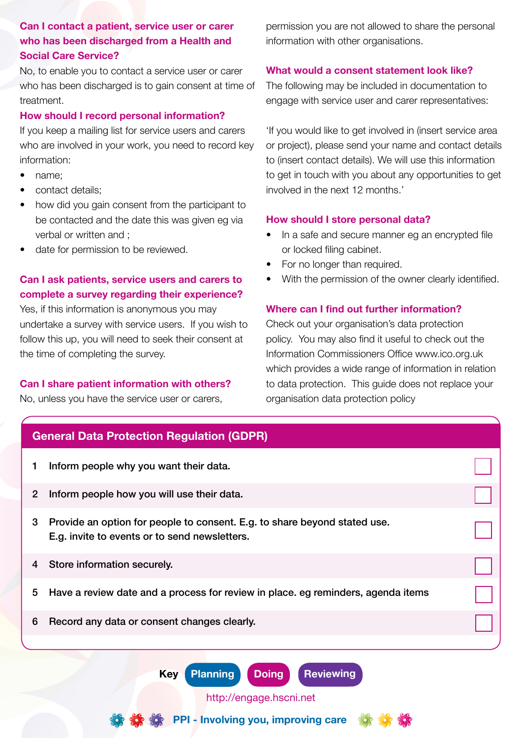### Can I contact a patient, service user or carer who has been discharged from a Health and Social Care Service?

No, to enable you to contact a service user or carer who has been discharged is to gain consent at time of treatment.

### How should I record personal information?

If you keep a mailing list for service users and carers who are involved in your work, you need to record key information:

- name;
- contact details;
- how did you gain consent from the participant to be contacted and the date this was given eg via verbal or written and ;
- date for permission to be reviewed.

### Can I ask patients, service users and carers to complete a survey regarding their experience?

Yes, if this information is anonymous you may undertake a survey with service users. If you wish to follow this up, you will need to seek their consent at the time of completing the survey.

### Can I share patient information with others?

No, unless you have the service user or carers, permission you are not allowed to share the personal information with other organisations.

### What would a consent statement look like?

The following may be included in documentation to engage with service user and carer representatives:

'If you would like to get involved in (insert service area or project), please send your name and contact details to (insert contact details). We will use this information to get in touch with you about any opportunities to get involved in the next 12 months.'

### How should I store personal data?

- In a safe and secure manner eg an encrypted file or locked filing cabinet.
- For no longer than required.
- With the permission of the owner clearly identified.

### Where can I find out further information?

Check out your organisation's data protection policy. You may also find it useful to check out the Information Commissioners Office www.ico.org.uk which provides a wide range of information in relation to data protection. This guide does not replace your organisation data protection policy

## General Data Protection Regulation (GDPR)

| | | |
|---|---|---|
| 1 | **Inform people why you want their data.** | ☐ |
| 2 | **Inform people how you will use their data.** | ☐ |
| 3 | **Provide an option for people to consent. E.g. to share beyond stated use. E.g. invite to events or to send newsletters.** | ☐ |
| 4 | **Store information securely.** | ☐ |
| 5 | **Have a review date and a process for review in place. eg reminders, agenda items** | ☐ |
| 6 | **Record any data or consent changes clearly.** | ☐ |

**Key** Planning Doing Reviewing

http://engage.hscni.net

**PPI - Involving you, improving care**